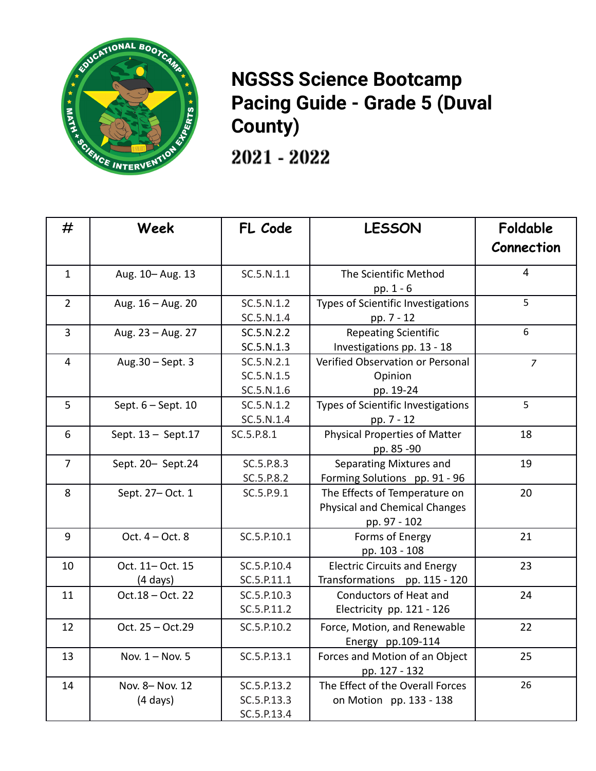# NGSSS Science Bootcamp Pacing Guide - Grade 5 (Duval County)

## 2021 - 2022

| # | Week | FL Code | LESSON | Foldable Connection |
|---|---|---|---|---|
| 1 | Aug. 10– Aug. 13 | SC.5.N.1.1 | The Scientific Method pp. 1 - 6 | 4 |
| 2 | Aug. 16 – Aug. 20 | SC.5.N.1.2 SC.5.N.1.4 | Types of Scientific Investigations pp. 7 - 12 | 5 |
| 3 | Aug. 23 – Aug. 27 | SC.5.N.2.2 SC.5.N.1.3 | Repeating Scientific Investigations pp. 13 - 18 | 6 |
| 4 | Aug.30 – Sept. 3 | SC.5.N.2.1 SC.5.N.1.5 SC.5.N.1.6 | Verified Observation or Personal Opinion pp. 19-24 | 7 |
| 5 | Sept. 6 – Sept. 10 | SC.5.N.1.2 SC.5.N.1.4 | Types of Scientific Investigations pp. 7 - 12 | 5 |
| 6 | Sept. 13 – Sept.17 | SC.5.P.8.1 | Physical Properties of Matter pp. 85 -90 | 18 |
| 7 | Sept. 20– Sept.24 | SC.5.P.8.3 SC.5.P.8.2 | Separating Mixtures and Forming Solutions pp. 91 - 96 | 19 |
| 8 | Sept. 27– Oct. 1 | SC.5.P.9.1 | The Effects of Temperature on Physical and Chemical Changes pp. 97 - 102 | 20 |
| 9 | Oct. 4 – Oct. 8 | SC.5.P.10.1 | Forms of Energy pp. 103 - 108 | 21 |
| 10 | Oct. 11– Oct. 15 (4 days) | SC.5.P.10.4 SC.5.P.11.1 | Electric Circuits and Energy Transformations pp. 115 - 120 | 23 |
| 11 | Oct.18 – Oct. 22 | SC.5.P.10.3 SC.5.P.11.2 | Conductors of Heat and Electricity pp. 121 - 126 | 24 |
| 12 | Oct. 25 – Oct.29 | SC.5.P.10.2 | Force, Motion, and Renewable Energy pp.109-114 | 22 |
| 13 | Nov. 1 – Nov. 5 | SC.5.P.13.1 | Forces and Motion of an Object pp. 127 - 132 | 25 |
| 14 | Nov. 8– Nov. 12 (4 days) | SC.5.P.13.2 SC.5.P.13.3 SC.5.P.13.4 | The Effect of the Overall Forces on Motion pp. 133 - 138 | 26 |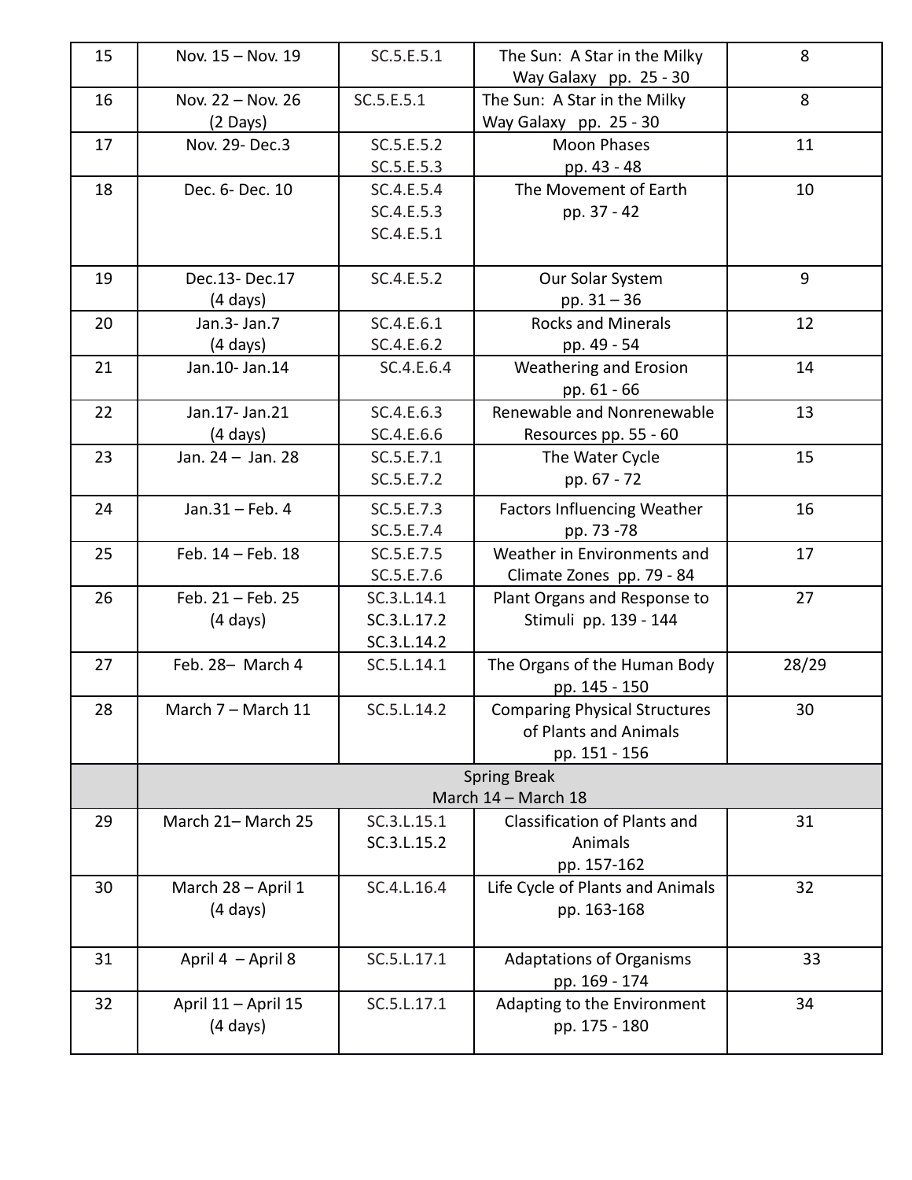| 15 | Nov. 15 – Nov. 19 | SC.5.E.5.1 | The Sun: A Star in the Milky Way Galaxy pp. 25 - 30 | 8 |
|---|---|---|---|---|
| 16 | Nov. 22 – Nov. 26 (2 Days) | SC.5.E.5.1 | The Sun: A Star in the Milky Way Galaxy pp. 25 - 30 | 8 |
| 17 | Nov. 29- Dec.3 | SC.5.E.5.2 SC.5.E.5.3 | Moon Phases pp. 43 - 48 | 11 |
| 18 | Dec. 6- Dec. 10 | SC.4.E.5.4 SC.4.E.5.3 SC.4.E.5.1 | The Movement of Earth pp. 37 - 42 | 10 |
| 19 | Dec.13- Dec.17 (4 days) | SC.4.E.5.2 | Our Solar System pp. 31 – 36 | 9 |
| 20 | Jan.3- Jan.7 (4 days) | SC.4.E.6.1 SC.4.E.6.2 | Rocks and Minerals pp. 49 - 54 | 12 |
| 21 | Jan.10- Jan.14 | SC.4.E.6.4 | Weathering and Erosion pp. 61 - 66 | 14 |
| 22 | Jan.17- Jan.21 (4 days) | SC.4.E.6.3 SC.4.E.6.6 | Renewable and Nonrenewable Resources pp. 55 - 60 | 13 |
| 23 | Jan. 24 – Jan. 28 | SC.5.E.7.1 SC.5.E.7.2 | The Water Cycle pp. 67 - 72 | 15 |
| 24 | Jan.31 – Feb. 4 | SC.5.E.7.3 SC.5.E.7.4 | Factors Influencing Weather pp. 73 -78 | 16 |
| 25 | Feb. 14 – Feb. 18 | SC.5.E.7.5 SC.5.E.7.6 | Weather in Environments and Climate Zones pp. 79 - 84 | 17 |
| 26 | Feb. 21 – Feb. 25 (4 days) | SC.3.L.14.1 SC.3.L.17.2 SC.3.L.14.2 | Plant Organs and Response to Stimuli pp. 139 - 144 | 27 |
| 27 | Feb. 28– March 4 | SC.5.L.14.1 | The Organs of the Human Body pp. 145 - 150 | 28/29 |
| 28 | March 7 – March 11 | SC.5.L.14.2 | Comparing Physical Structures of Plants and Animals pp. 151 - 156 | 30 |
| | Spring Break March 14 – March 18 | | | |
| 29 | March 21– March 25 | SC.3.L.15.1 SC.3.L.15.2 | Classification of Plants and Animals pp. 157-162 | 31 |
| 30 | March 28 – April 1 (4 days) | SC.4.L.16.4 | Life Cycle of Plants and Animals pp. 163-168 | 32 |
| 31 | April 4 – April 8 | SC.5.L.17.1 | Adaptations of Organisms pp. 169 - 174 | 33 |
| 32 | April 11 – April 15 (4 days) | SC.5.L.17.1 | Adapting to the Environment pp. 175 - 180 | 34 |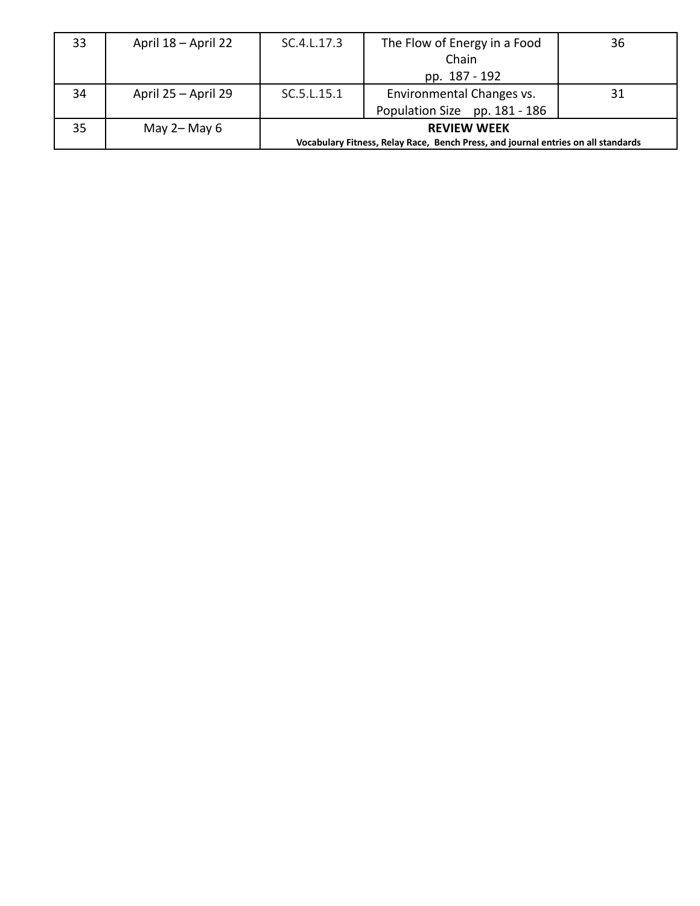| | | | | |
|---|---|---|---|---|
| 33 | April 18 – April 22 | SC.4.L.17.3 | The Flow of Energy in a Food Chain pp. 187 - 192 | 36 |
| 34 | April 25 – April 29 | SC.5.L.15.1 | Environmental Changes vs. Population Size pp. 181 - 186 | 31 |
| 35 | May 2– May 6 | **REVIEW WEEK** **Vocabulary Fitness, Relay Race, Bench Press, and journal entries on all standards** | | |